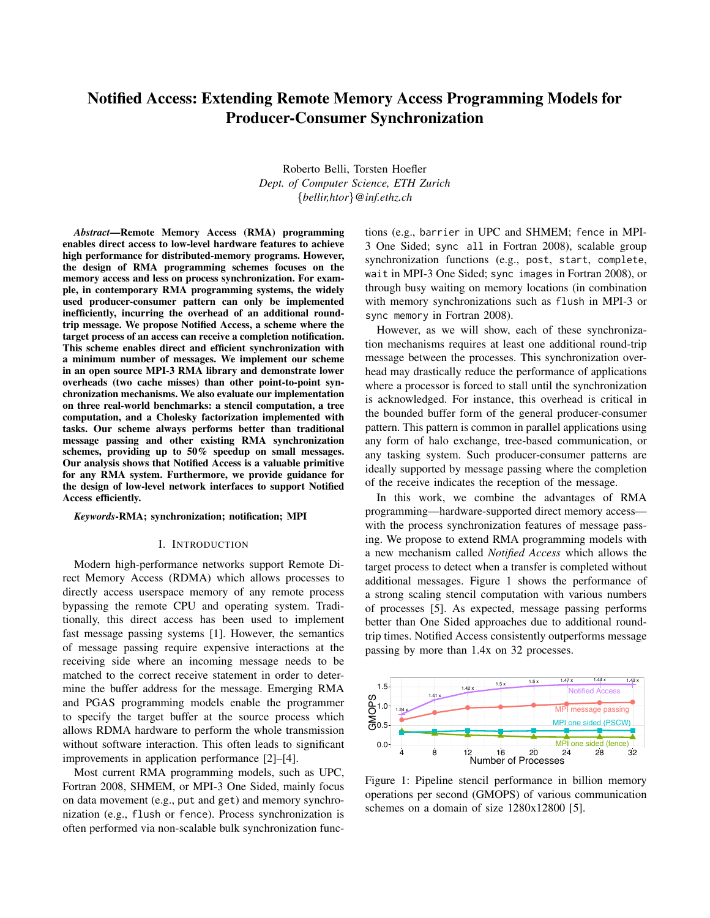# Notified Access: Extending Remote Memory Access Programming Models for Producer-Consumer Synchronization

Roberto Belli, Torsten Hoefler
*Dept. of Computer Science, ETH Zurich*
*{bellir,htor}@inf.ethz.ch*

***Abstract*—Remote Memory Access (RMA) programming enables direct access to low-level hardware features to achieve high performance for distributed-memory programs. However, the design of RMA programming schemes focuses on the memory access and less on process synchronization. For example, in contemporary RMA programming systems, the widely used producer-consumer pattern can only be implemented inefficiently, incurring the overhead of an additional round-trip message. We propose Notified Access, a scheme where the target process of an access can receive a completion notification. This scheme enables direct and efficient synchronization with a minimum number of messages. We implement our scheme in an open source MPI-3 RMA library and demonstrate lower overheads (two cache misses) than other point-to-point synchronization mechanisms. We also evaluate our implementation on three real-world benchmarks: a stencil computation, a tree computation, and a Cholesky factorization implemented with tasks. Our scheme always performs better than traditional message passing and other existing RMA synchronization schemes, providing up to 50% speedup on small messages. Our analysis shows that Notified Access is a valuable primitive for any RMA system. Furthermore, we provide guidance for the design of low-level network interfaces to support Notified Access efficiently.**

***Keywords*-RMA; synchronization; notification; MPI**

## I. Introduction

Modern high-performance networks support Remote Direct Memory Access (RDMA) which allows processes to directly access userspace memory of any remote process bypassing the remote CPU and operating system. Traditionally, this direct access has been used to implement fast message passing systems [1]. However, the semantics of message passing require expensive interactions at the receiving side where an incoming message needs to be matched to the correct receive statement in order to determine the buffer address for the message. Emerging RMA and PGAS programming models enable the programmer to specify the target buffer at the source process which allows RDMA hardware to perform the whole transmission without software interaction. This often leads to significant improvements in application performance [2]–[4].

Most current RMA programming models, such as UPC, Fortran 2008, SHMEM, or MPI-3 One Sided, mainly focus on data movement (e.g., `put` and `get`) and memory synchronization (e.g., `flush` or `fence`). Process synchronization is often performed via non-scalable bulk synchronization functions (e.g., `barrier` in UPC and SHMEM; `fence` in MPI-3 One Sided; `sync all` in Fortran 2008), scalable group synchronization functions (e.g., `post`, `start`, `complete`, `wait` in MPI-3 One Sided; `sync images` in Fortran 2008), or through busy waiting on memory locations (in combination with memory synchronizations such as `flush` in MPI-3 or `sync memory` in Fortran 2008).

However, as we will show, each of these synchronization mechanisms requires at least one additional round-trip message between the processes. This synchronization overhead may drastically reduce the performance of applications where a processor is forced to stall until the synchronization is acknowledged. For instance, this overhead is critical in the bounded buffer form of the general producer-consumer pattern. This pattern is common in parallel applications using any form of halo exchange, tree-based communication, or any tasking system. Such producer-consumer patterns are ideally supported by message passing where the completion of the receive indicates the reception of the message.

In this work, we combine the advantages of RMA programming—hardware-supported direct memory access—with the process synchronization features of message passing. We propose to extend RMA programming models with a new mechanism called *Notified Access* which allows the target process to detect when a transfer is completed without additional messages. Figure 1 shows the performance of a strong scaling stencil computation with various numbers of processes [5]. As expected, message passing performs better than One Sided approaches due to additional round-trip times. Notified Access consistently outperforms message passing by more than 1.4x on 32 processes.

Figure 1: Pipeline stencil performance in billion memory operations per second (GMOPS) of various communication schemes on a domain of size 1280x12800 [5].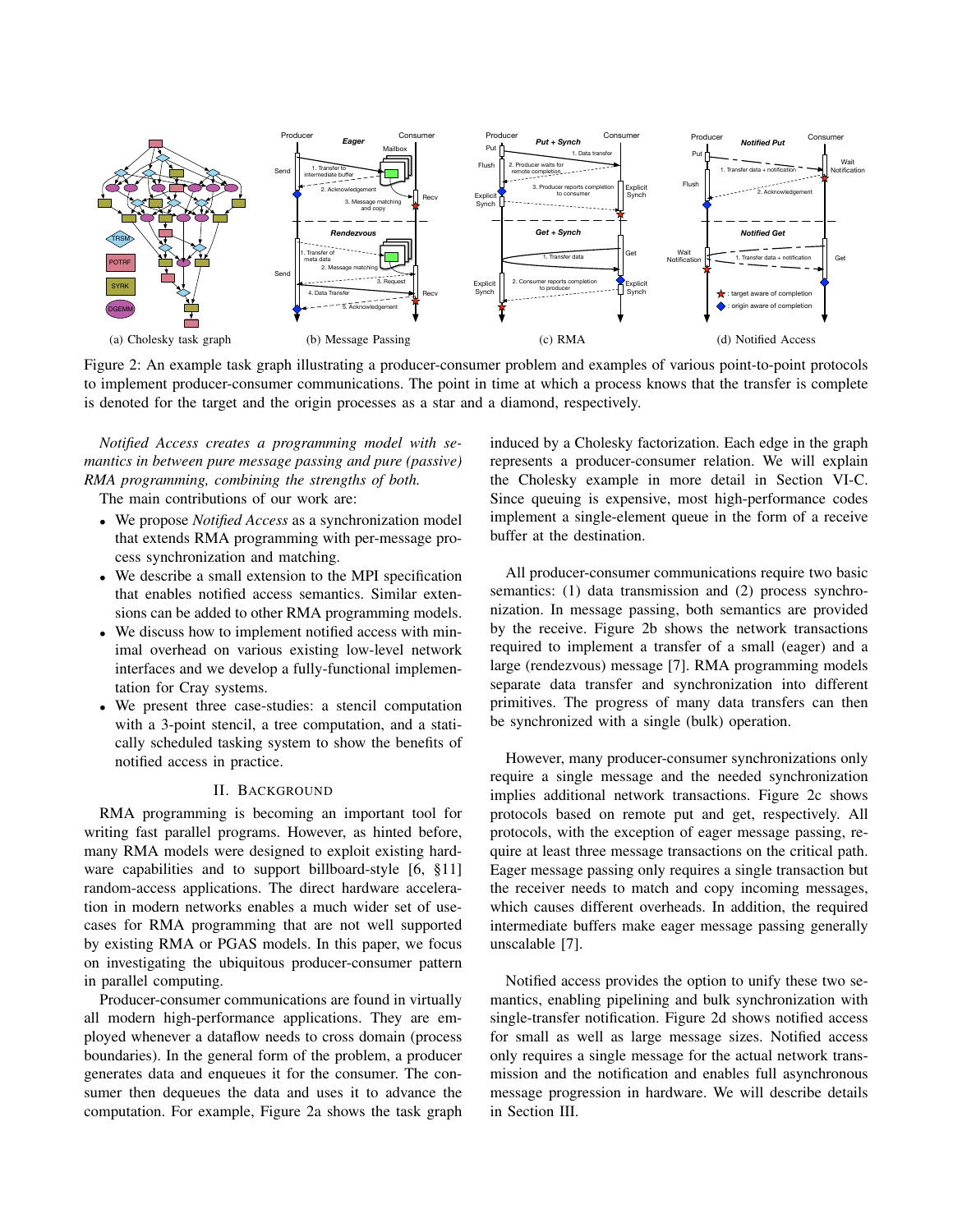(a) Cholesky task graph (b) Message Passing (c) RMA (d) Notified Access

Figure 2: An example task graph illustrating a producer-consumer problem and examples of various point-to-point protocols to implement producer-consumer communications. The point in time at which a process knows that the transfer is complete is denoted for the target and the origin processes as a star and a diamond, respectively.

*Notified Access creates a programming model with semantics in between pure message passing and pure (passive) RMA programming, combining the strengths of both.*

The main contributions of our work are:

- We propose *Notified Access* as a synchronization model that extends RMA programming with per-message process synchronization and matching.
- We describe a small extension to the MPI specification that enables notified access semantics. Similar extensions can be added to other RMA programming models.
- We discuss how to implement notified access with minimal overhead on various existing low-level network interfaces and we develop a fully-functional implementation for Cray systems.
- We present three case-studies: a stencil computation with a 3-point stencil, a tree computation, and a statically scheduled tasking system to show the benefits of notified access in practice.

## II. Background

RMA programming is becoming an important tool for writing fast parallel programs. However, as hinted before, many RMA models were designed to exploit existing hardware capabilities and to support billboard-style [6, §11] random-access applications. The direct hardware acceleration in modern networks enables a much wider set of use-cases for RMA programming that are not well supported by existing RMA or PGAS models. In this paper, we focus on investigating the ubiquitous producer-consumer pattern in parallel computing.

Producer-consumer communications are found in virtually all modern high-performance applications. They are employed whenever a dataflow needs to cross domain (process boundaries). In the general form of the problem, a producer generates data and enqueues it for the consumer. The consumer then dequeues the data and uses it to advance the computation. For example, Figure 2a shows the task graph induced by a Cholesky factorization. Each edge in the graph represents a producer-consumer relation. We will explain the Cholesky example in more detail in Section VI-C. Since queuing is expensive, most high-performance codes implement a single-element queue in the form of a receive buffer at the destination.

All producer-consumer communications require two basic semantics: (1) data transmission and (2) process synchronization. In message passing, both semantics are provided by the receive. Figure 2b shows the network transactions required to implement a transfer of a small (eager) and a large (rendezvous) message [7]. RMA programming models separate data transfer and synchronization into different primitives. The progress of many data transfers can then be synchronized with a single (bulk) operation.

However, many producer-consumer synchronizations only require a single message and the needed synchronization implies additional network transactions. Figure 2c shows protocols based on remote put and get, respectively. All protocols, with the exception of eager message passing, require at least three message transactions on the critical path. Eager message passing only requires a single transaction but the receiver needs to match and copy incoming messages, which causes different overheads. In addition, the required intermediate buffers make eager message passing generally unscalable [7].

Notified access provides the option to unify these two semantics, enabling pipelining and bulk synchronization with single-transfer notification. Figure 2d shows notified access for small as well as large message sizes. Notified access only requires a single message for the actual network transmission and the notification and enables full asynchronous message progression in hardware. We will describe details in Section III.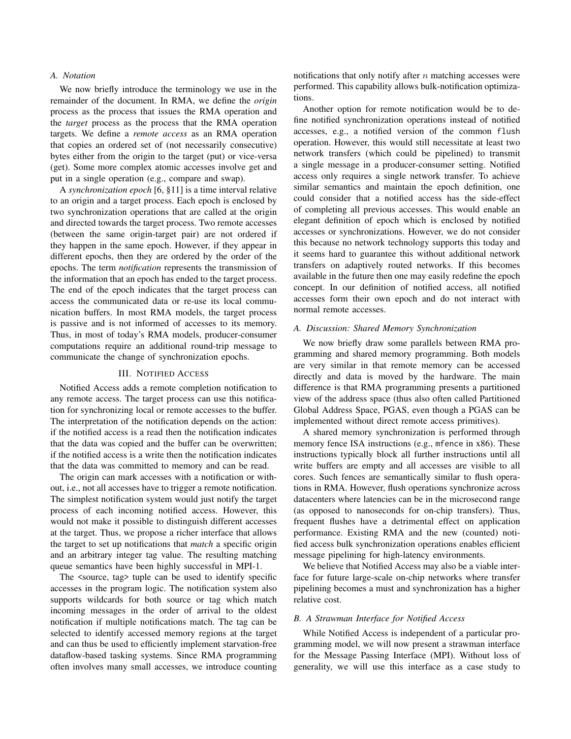### A. Notation

We now briefly introduce the terminology we use in the remainder of the document. In RMA, we define the *origin* process as the process that issues the RMA operation and the *target* process as the process that the RMA operation targets. We define a *remote access* as an RMA operation that copies an ordered set of (not necessarily consecutive) bytes either from the origin to the target (put) or vice-versa (get). Some more complex atomic accesses involve get and put in a single operation (e.g., compare and swap).

A *synchronization epoch* [6, §11] is a time interval relative to an origin and a target process. Each epoch is enclosed by two synchronization operations that are called at the origin and directed towards the target process. Two remote accesses (between the same origin-target pair) are not ordered if they happen in the same epoch. However, if they appear in different epochs, then they are ordered by the order of the epochs. The term *notification* represents the transmission of the information that an epoch has ended to the target process. The end of the epoch indicates that the target process can access the communicated data or re-use its local communication buffers. In most RMA models, the target process is passive and is not informed of accesses to its memory. Thus, in most of today's RMA models, producer-consumer computations require an additional round-trip message to communicate the change of synchronization epochs.

## III. Notified Access

Notified Access adds a remote completion notification to any remote access. The target process can use this notification for synchronizing local or remote accesses to the buffer. The interpretation of the notification depends on the action: if the notified access is a read then the notification indicates that the data was copied and the buffer can be overwritten; if the notified access is a write then the notification indicates that the data was committed to memory and can be read.

The origin can mark accesses with a notification or without, i.e., not all accesses have to trigger a remote notification. The simplest notification system would just notify the target process of each incoming notified access. However, this would not make it possible to distinguish different accesses at the target. Thus, we propose a richer interface that allows the target to set up notifications that *match* a specific origin and an arbitrary integer tag value. The resulting matching queue semantics have been highly successful in MPI-1.

The <source, tag> tuple can be used to identify specific accesses in the program logic. The notification system also supports wildcards for both source or tag which match incoming messages in the order of arrival to the oldest notification if multiple notifications match. The tag can be selected to identify accessed memory regions at the target and can thus be used to efficiently implement starvation-free dataflow-based tasking systems. Since RMA programming often involves many small accesses, we introduce counting notifications that only notify after $n$ matching accesses were performed. This capability allows bulk-notification optimizations.

Another option for remote notification would be to define notified synchronization operations instead of notified accesses, e.g., a notified version of the common `flush` operation. However, this would still necessitate at least two network transfers (which could be pipelined) to transmit a single message in a producer-consumer setting. Notified access only requires a single network transfer. To achieve similar semantics and maintain the epoch definition, one could consider that a notified access has the side-effect of completing all previous accesses. This would enable an elegant definition of epoch which is enclosed by notified accesses or synchronizations. However, we do not consider this because no network technology supports this today and it seems hard to guarantee this without additional network transfers on adaptively routed networks. If this becomes available in the future then one may easily redefine the epoch concept. In our definition of notified access, all notified accesses form their own epoch and do not interact with normal remote accesses.

### A. Discussion: Shared Memory Synchronization

We now briefly draw some parallels between RMA programming and shared memory programming. Both models are very similar in that remote memory can be accessed directly and data is moved by the hardware. The main difference is that RMA programming presents a partitioned view of the address space (thus also often called Partitioned Global Address Space, PGAS, even though a PGAS can be implemented without direct remote access primitives).

A shared memory synchronization is performed through memory fence ISA instructions (e.g., `mfence` in x86). These instructions typically block all further instructions until all write buffers are empty and all accesses are visible to all cores. Such fences are semantically similar to flush operations in RMA. However, flush operations synchronize across datacenters where latencies can be in the microsecond range (as opposed to nanoseconds for on-chip transfers). Thus, frequent flushes have a detrimental effect on application performance. Existing RMA and the new (counted) notified access bulk synchronization operations enables efficient message pipelining for high-latency environments.

We believe that Notified Access may also be a viable interface for future large-scale on-chip networks where transfer pipelining becomes a must and synchronization has a higher relative cost.

### B. A Strawman Interface for Notified Access

While Notified Access is independent of a particular programming model, we will now present a strawman interface for the Message Passing Interface (MPI). Without loss of generality, we will use this interface as a case study to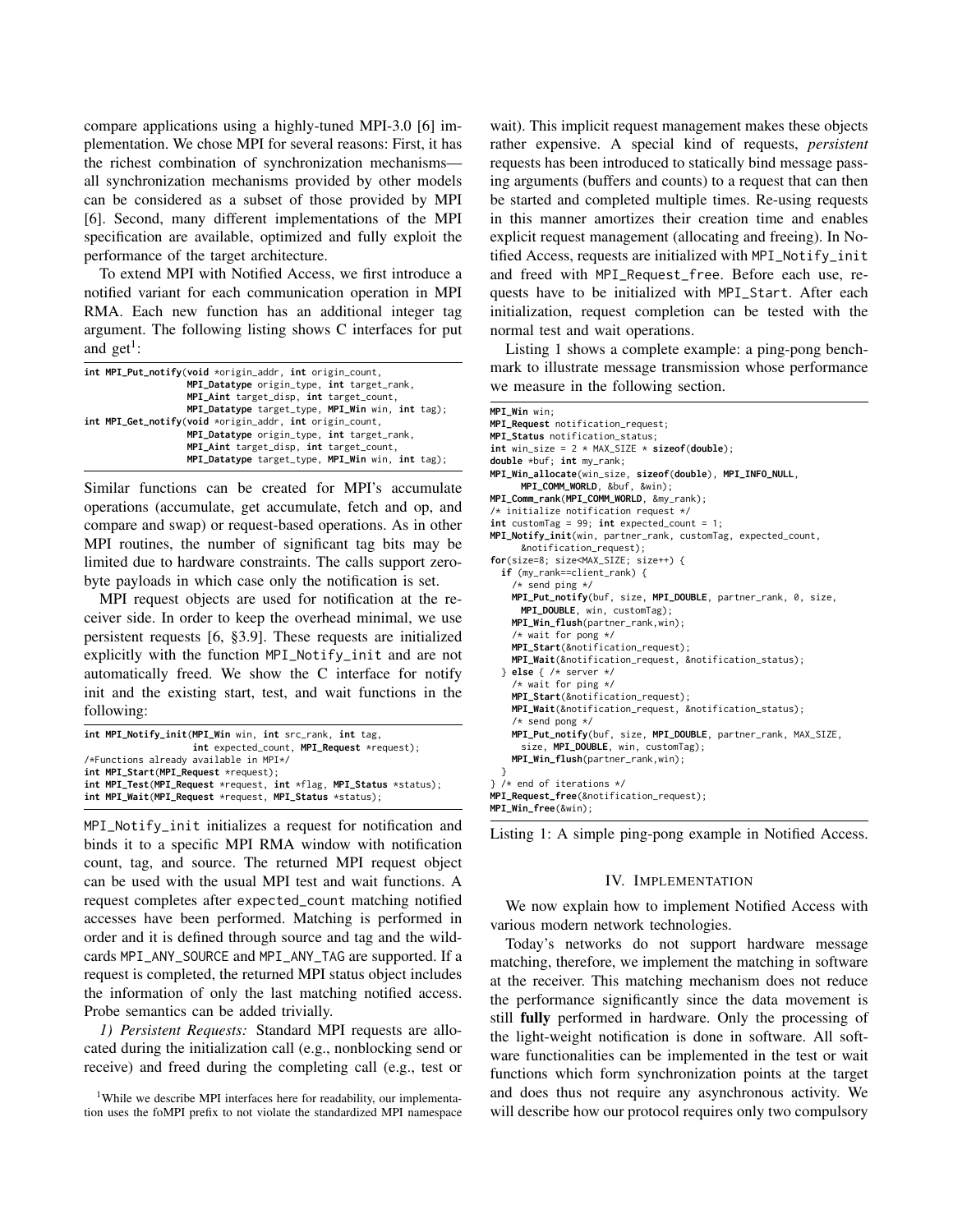compare applications using a highly-tuned MPI-3.0 [6] implementation. We chose MPI for several reasons: First, it has the richest combination of synchronization mechanisms—all synchronization mechanisms provided by other models can be considered as a subset of those provided by MPI [6]. Second, many different implementations of the MPI specification are available, optimized and fully exploit the performance of the target architecture.

To extend MPI with Notified Access, we first introduce a notified variant for each communication operation in MPI RMA. Each new function has an additional integer tag argument. The following listing shows C interfaces for put and get[1]:

```
int MPI_Put_notify(void *origin_addr, int origin_count,
                   MPI_Datatype origin_type, int target_rank,
                   MPI_Aint target_disp, int target_count,
                   MPI_Datatype target_type, MPI_Win win, int tag);
int MPI_Get_notify(void *origin_addr, int origin_count,
                   MPI_Datatype origin_type, int target_rank,
                   MPI_Aint target_disp, int target_count,
                   MPI_Datatype target_type, MPI_Win win, int tag);
```

Similar functions can be created for MPI's accumulate operations (accumulate, get accumulate, fetch and op, and compare and swap) or request-based operations. As in other MPI routines, the number of significant tag bits may be limited due to hardware constraints. The calls support zero-byte payloads in which case only the notification is set.

MPI request objects are used for notification at the receiver side. In order to keep the overhead minimal, we use persistent requests [6, §3.9]. These requests are initialized explicitly with the function MPI_Notify_init and are not automatically freed. We show the C interface for notify init and the existing start, test, and wait functions in the following:

```
int MPI_Notify_init(MPI_Win win, int src_rank, int tag,
                    int expected_count, MPI_Request *request);
/*Functions already available in MPI*/
int MPI_Start(MPI_Request *request);
int MPI_Test(MPI_Request *request, int *flag, MPI_Status *status);
int MPI_Wait(MPI_Request *request, MPI_Status *status);
```

MPI_Notify_init initializes a request for notification and binds it to a specific MPI RMA window with notification count, tag, and source. The returned MPI request object can be used with the usual MPI test and wait functions. A request completes after expected_count matching notified accesses have been performed. Matching is performed in order and it is defined through source and tag and the wildcards MPI_ANY_SOURCE and MPI_ANY_TAG are supported. If a request is completed, the returned MPI status object includes the information of only the last matching notified access. Probe semantics can be added trivially.

*1) Persistent Requests:* Standard MPI requests are allocated during the initialization call (e.g., nonblocking send or receive) and freed during the completing call (e.g., test or wait). This implicit request management makes these objects rather expensive. A special kind of requests, *persistent* requests has been introduced to statically bind message passing arguments (buffers and counts) to a request that can then be started and completed multiple times. Re-using requests in this manner amortizes their creation time and enables explicit request management (allocating and freeing). In Notified Access, requests are initialized with MPI_Notify_init and freed with MPI_Request_free. Before each use, requests have to be initialized with MPI_Start. After each initialization, request completion can be tested with the normal test and wait operations.

Listing 1 shows a complete example: a ping-pong benchmark to illustrate message transmission whose performance we measure in the following section.

```
MPI_Win win;
MPI_Request notification_request;
MPI_Status notification_status;
int win_size = 2 * MAX_SIZE * sizeof(double);
double *buf; int my_rank;
MPI_Win_allocate(win_size, sizeof(double), MPI_INFO_NULL,
      MPI_COMM_WORLD, &buf, &win);
MPI_Comm_rank(MPI_COMM_WORLD, &my_rank);
/* initialize notification request */
int customTag = 99; int expected_count = 1;
MPI_Notify_init(win, partner_rank, customTag, expected_count,
      &notification_request);
for(size=8; size<MAX_SIZE; size++) {
  if (my_rank==client_rank) {
    /* send ping */
    MPI_Put_notify(buf, size, MPI_DOUBLE, partner_rank, 0, size,
      MPI_DOUBLE, win, customTag);
    MPI_Win_flush(partner_rank,win);
    /* wait for pong */
    MPI_Start(&notification_request);
    MPI_Wait(&notification_request, &notification_status);
  } else { /* server */
    /* wait for ping */
    MPI_Start(&notification_request);
    MPI_Wait(&notification_request, &notification_status);
    /* send pong */
    MPI_Put_notify(buf, size, MPI_DOUBLE, partner_rank, MAX_SIZE,
      size, MPI_DOUBLE, win, customTag);
    MPI_Win_flush(partner_rank,win);
  }
} /* end of iterations */
MPI_Request_free(&notification_request);
MPI_Win_free(&win);
```

Listing 1: A simple ping-pong example in Notified Access.

## IV. Implementation

We now explain how to implement Notified Access with various modern network technologies.

Today's networks do not support hardware message matching, therefore, we implement the matching in software at the receiver. This matching mechanism does not reduce the performance significantly since the data movement is still **fully** performed in hardware. Only the processing of the light-weight notification is done in software. All software functionalities can be implemented in the test or wait functions which form synchronization points at the target and does thus not require any asynchronous activity. We will describe how our protocol requires only two compulsory

[1] While we describe MPI interfaces here for readability, our implementation uses the foMPI prefix to not violate the standardized MPI namespace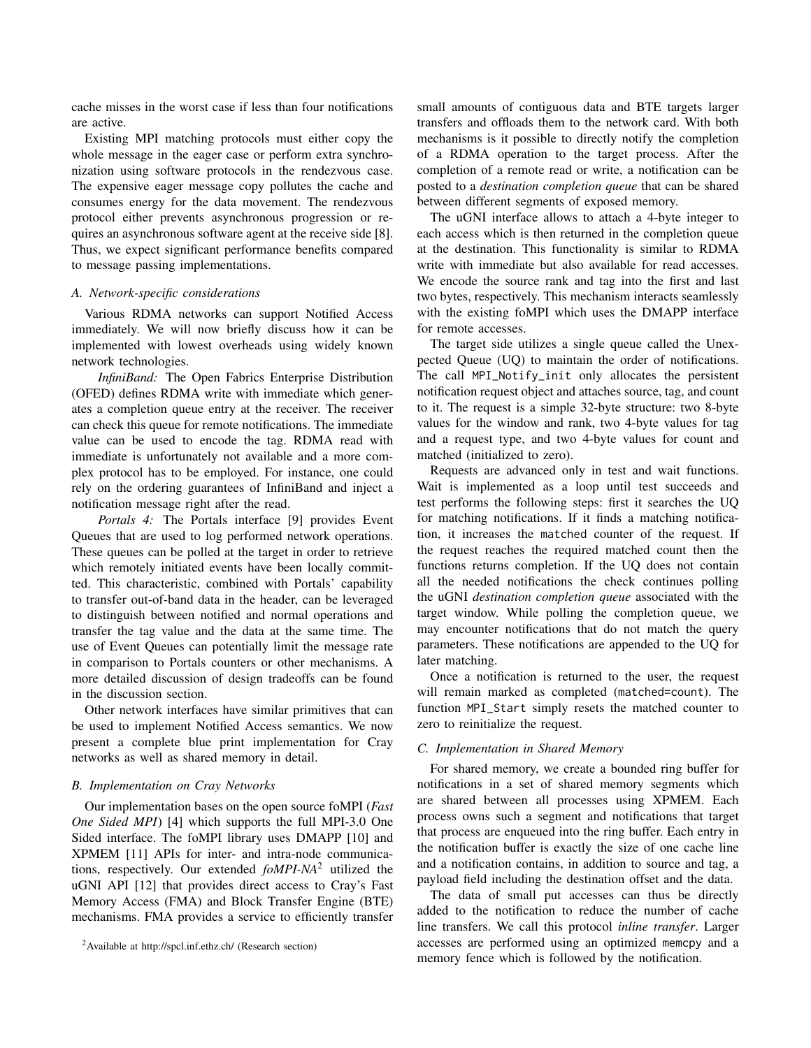cache misses in the worst case if less than four notifications are active.

Existing MPI matching protocols must either copy the whole message in the eager case or perform extra synchronization using software protocols in the rendezvous case. The expensive eager message copy pollutes the cache and consumes energy for the data movement. The rendezvous protocol either prevents asynchronous progression or requires an asynchronous software agent at the receive side [8]. Thus, we expect significant performance benefits compared to message passing implementations.

### A. Network-specific considerations

Various RDMA networks can support Notified Access immediately. We will now briefly discuss how it can be implemented with lowest overheads using widely known network technologies.

*InfiniBand:* The Open Fabrics Enterprise Distribution (OFED) defines RDMA write with immediate which generates a completion queue entry at the receiver. The receiver can check this queue for remote notifications. The immediate value can be used to encode the tag. RDMA read with immediate is unfortunately not available and a more complex protocol has to be employed. For instance, one could rely on the ordering guarantees of InfiniBand and inject a notification message right after the read.

*Portals 4:* The Portals interface [9] provides Event Queues that are used to log performed network operations. These queues can be polled at the target in order to retrieve which remotely initiated events have been locally committed. This characteristic, combined with Portals' capability to transfer out-of-band data in the header, can be leveraged to distinguish between notified and normal operations and transfer the tag value and the data at the same time. The use of Event Queues can potentially limit the message rate in comparison to Portals counters or other mechanisms. A more detailed discussion of design tradeoffs can be found in the discussion section.

Other network interfaces have similar primitives that can be used to implement Notified Access semantics. We now present a complete blue print implementation for Cray networks as well as shared memory in detail.

### B. Implementation on Cray Networks

Our implementation bases on the open source foMPI (*Fast One Sided MPI*) [4] which supports the full MPI-3.0 One Sided interface. The foMPI library uses DMAPP [10] and XPMEM [11] APIs for inter- and intra-node communications, respectively. Our extended *foMPI-NA*[2] utilized the uGNI API [12] that provides direct access to Cray's Fast Memory Access (FMA) and Block Transfer Engine (BTE) mechanisms. FMA provides a service to efficiently transfer small amounts of contiguous data and BTE targets larger transfers and offloads them to the network card. With both mechanisms is it possible to directly notify the completion of a RDMA operation to the target process. After the completion of a remote read or write, a notification can be posted to a *destination completion queue* that can be shared between different segments of exposed memory.

The uGNI interface allows to attach a 4-byte integer to each access which is then returned in the completion queue at the destination. This functionality is similar to RDMA write with immediate but also available for read accesses. We encode the source rank and tag into the first and last two bytes, respectively. This mechanism interacts seamlessly with the existing foMPI which uses the DMAPP interface for remote accesses.

The target side utilizes a single queue called the Unexpected Queue (UQ) to maintain the order of notifications. The call `MPI_Notify_init` only allocates the persistent notification request object and attaches source, tag, and count to it. The request is a simple 32-byte structure: two 8-byte values for the window and rank, two 4-byte values for tag and a request type, and two 4-byte values for count and matched (initialized to zero).

Requests are advanced only in test and wait functions. Wait is implemented as a loop until test succeeds and test performs the following steps: first it searches the UQ for matching notifications. If it finds a matching notification, it increases the `matched` counter of the request. If the request reaches the required matched count then the functions returns completion. If the UQ does not contain all the needed notifications the check continues polling the uGNI *destination completion queue* associated with the target window. While polling the completion queue, we may encounter notifications that do not match the query parameters. These notifications are appended to the UQ for later matching.

Once a notification is returned to the user, the request will remain marked as completed (`matched=count`). The function `MPI_Start` simply resets the matched counter to zero to reinitialize the request.

### C. Implementation in Shared Memory

For shared memory, we create a bounded ring buffer for notifications in a set of shared memory segments which are shared between all processes using XPMEM. Each process owns such a segment and notifications that target that process are enqueued into the ring buffer. Each entry in the notification buffer is exactly the size of one cache line and a notification contains, in addition to source and tag, a payload field including the destination offset and the data.

The data of small put accesses can thus be directly added to the notification to reduce the number of cache line transfers. We call this protocol *inline transfer*. Larger accesses are performed using an optimized `memcpy` and a memory fence which is followed by the notification.

[2] Available at http://spcl.inf.ethz.ch/ (Research section)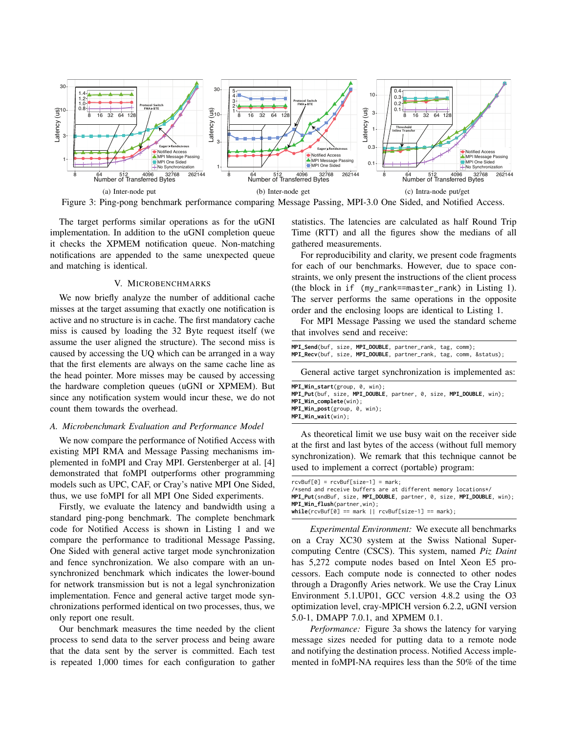(a) Inter-node put

(b) Inter-node get

(c) Intra-node put/get

Figure 3: Ping-pong benchmark performance comparing Message Passing, MPI-3.0 One Sided, and Notified Access.

The target performs similar operations as for the uGNI implementation. In addition to the uGNI completion queue it checks the XPMEM notification queue. Non-matching notifications are appended to the same unexpected queue and matching is identical.

## V. Microbenchmarks

We now briefly analyze the number of additional cache misses at the target assuming that exactly one notification is active and no structure is in cache. The first mandatory cache miss is caused by loading the 32 Byte request itself (we assume the user aligned the structure). The second miss is caused by accessing the UQ which can be arranged in a way that the first elements are always on the same cache line as the head pointer. More misses may be caused by accessing the hardware completion queues (uGNI or XPMEM). But since any notification system would incur these, we do not count them towards the overhead.

### A. Microbenchmark Evaluation and Performance Model

We now compare the performance of Notified Access with existing MPI RMA and Message Passing mechanisms implemented in foMPI and Cray MPI. Gerstenberger at al. [4] demonstrated that foMPI outperforms other programming models such as UPC, CAF, or Cray's native MPI One Sided, thus, we use foMPI for all MPI One Sided experiments.

Firstly, we evaluate the latency and bandwidth using a standard ping-pong benchmark. The complete benchmark code for Notified Access is shown in Listing 1 and we compare the performance to traditional Message Passing, One Sided with general active target mode synchronization and fence synchronization. We also compare with an unsynchronized benchmark which indicates the lower-bound for network transmission but is not a legal synchronization implementation. Fence and general active target mode synchronizations performed identical on two processes, thus, we only report one result.

Our benchmark measures the time needed by the client process to send data to the server process and being aware that the data sent by the server is committed. Each test is repeated 1,000 times for each configuration to gather statistics. The latencies are calculated as half Round Trip Time (RTT) and all the figures show the medians of all gathered measurements.

For reproducibility and clarity, we present code fragments for each of our benchmarks. However, due to space constraints, we only present the instructions of the client process (the block in `if (my_rank==master_rank)` in Listing 1). The server performs the same operations in the opposite order and the enclosing loops are identical to Listing 1.

For MPI Message Passing we used the standard scheme that involves send and receive:

```
MPI_Send(buf, size, MPI_DOUBLE, partner_rank, tag, comm);
MPI_Recv(buf, size, MPI_DOUBLE, partner_rank, tag, comm, &status);
```

General active target synchronization is implemented as:

```
MPI_Win_start(group, 0, win);
MPI_Put(buf, size, MPI_DOUBLE, partner, 0, size, MPI_DOUBLE, win);
MPI_Win_complete(win);
MPI_Win_post(group, 0, win);
MPI_Win_wait(win);
```

As theoretical limit we use busy wait on the receiver side at the first and last bytes of the access (without full memory synchronization). We remark that this technique cannot be used to implement a correct (portable) program:

```
rcvBuf[0] = rcvBuf[size-1] = mark;
/*send and receive buffers are at different memory locations*/
MPI_Put(sndBuf, size, MPI_DOUBLE, partner, 0, size, MPI_DOUBLE, win);
MPI_Win_flush(partner,win);
while(rcvBuf[0] == mark || rcvBuf[size-1] == mark);
```

*Experimental Environment:* We execute all benchmarks on a Cray XC30 system at the Swiss National Supercomputing Centre (CSCS). This system, named *Piz Daint* has 5,272 compute nodes based on Intel Xeon E5 processors. Each compute node is connected to other nodes through a Dragonfly Aries network. We use the Cray Linux Environment 5.1.UP01, GCC version 4.8.2 using the O3 optimization level, cray-MPICH version 6.2.2, uGNI version 5.0-1, DMAPP 7.0.1, and XPMEM 0.1.

*Performance:* Figure 3a shows the latency for varying message sizes needed for putting data to a remote node and notifying the destination process. Notified Access implemented in foMPI-NA requires less than the 50% of the time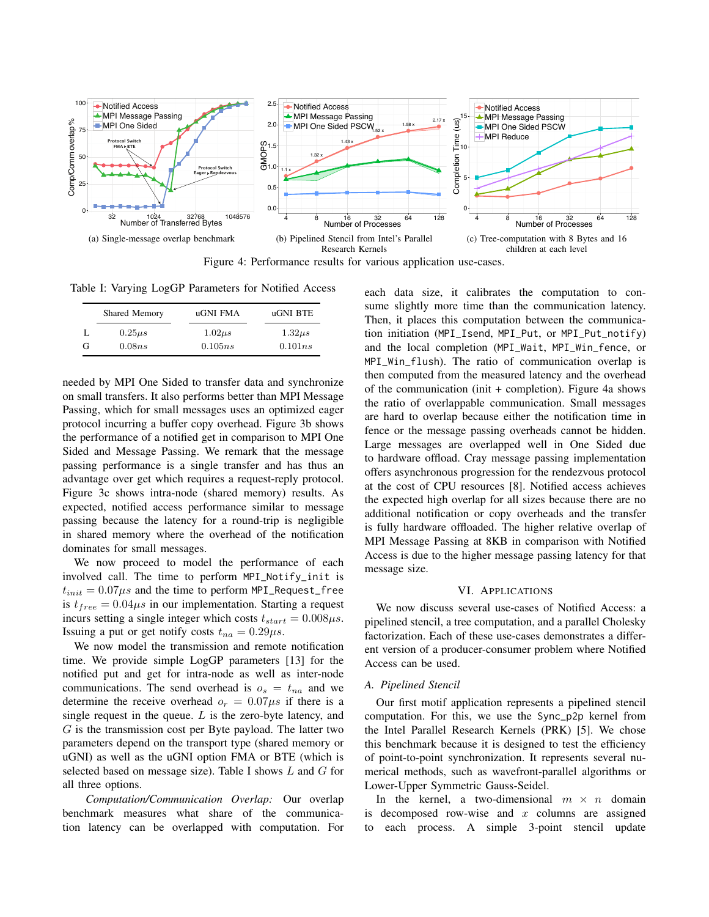(a) Single-message overlap benchmark

(b) Pipelined Stencil from Intel's Parallel Research Kernels

(c) Tree-computation with 8 Bytes and 16 children at each level

Figure 4: Performance results for various application use-cases.

Table I: Varying LogGP Parameters for Notified Access

| | Shared Memory | uGNI FMA | uGNI BTE |
|---|---|---|---|
| L | $0.25\mu s$ | $1.02\mu s$ | $1.32\mu s$ |
| G | $0.08ns$ | $0.105ns$ | $0.101ns$ |

needed by MPI One Sided to transfer data and synchronize on small transfers. It also performs better than MPI Message Passing, which for small messages uses an optimized eager protocol incurring a buffer copy overhead. Figure 3b shows the performance of a notified get in comparison to MPI One Sided and Message Passing. We remark that the message passing performance is a single transfer and has thus an advantage over get which requires a request-reply protocol. Figure 3c shows intra-node (shared memory) results. As expected, notified access performance similar to message passing because the latency for a round-trip is negligible in shared memory where the overhead of the notification dominates for small messages.

We now proceed to model the performance of each involved call. The time to perform `MPI_Notify_init` is $t_{init} = 0.07\mu s$ and the time to perform `MPI_Request_free` is $t_{free} = 0.04\mu s$ in our implementation. Starting a request incurs setting a single integer which costs $t_{start} = 0.008\mu s$. Issuing a put or get notify costs $t_{na} = 0.29\mu s$.

We now model the transmission and remote notification time. We provide simple LogGP parameters [13] for the notified put and get for intra-node as well as inter-node communications. The send overhead is $o_s = t_{na}$ and we determine the receive overhead $o_r = 0.07\mu s$ if there is a single request in the queue. $L$ is the zero-byte latency, and $G$ is the transmission cost per Byte payload. The latter two parameters depend on the transport type (shared memory or uGNI) as well as the uGNI option FMA or BTE (which is selected based on message size). Table I shows $L$ and $G$ for all three options.

*Computation/Communication Overlap:* Our overlap benchmark measures what share of the communication latency can be overlapped with computation. For each data size, it calibrates the computation to consume slightly more time than the communication latency. Then, it places this computation between the communication initiation (`MPI_Isend`, `MPI_Put`, or `MPI_Put_notify`) and the local completion (`MPI_Wait`, `MPI_Win_fence`, or `MPI_Win_flush`). The ratio of communication overlap is then computed from the measured latency and the overhead of the communication (init + completion). Figure 4a shows the ratio of overlappable communication. Small messages are hard to overlap because either the notification time in fence or the message passing overheads cannot be hidden. Large messages are overlapped well in One Sided due to hardware offload. Cray message passing implementation offers asynchronous progression for the rendezvous protocol at the cost of CPU resources [8]. Notified access achieves the expected high overlap for all sizes because there are no additional notification or copy overheads and the transfer is fully hardware offloaded. The higher relative overlap of MPI Message Passing at 8KB in comparison with Notified Access is due to the higher message passing latency for that message size.

## VI. Applications

We now discuss several use-cases of Notified Access: a pipelined stencil, a tree computation, and a parallel Cholesky factorization. Each of these use-cases demonstrates a different version of a producer-consumer problem where Notified Access can be used.

### A. Pipelined Stencil

Our first motif application represents a pipelined stencil computation. For this, we use the `Sync_p2p` kernel from the Intel Parallel Research Kernels (PRK) [5]. We chose this benchmark because it is designed to test the efficiency of point-to-point synchronization. It represents several numerical methods, such as wavefront-parallel algorithms or Lower-Upper Symmetric Gauss-Seidel.

In the kernel, a two-dimensional $m \times n$ domain is decomposed row-wise and $x$ columns are assigned to each process. A simple 3-point stencil update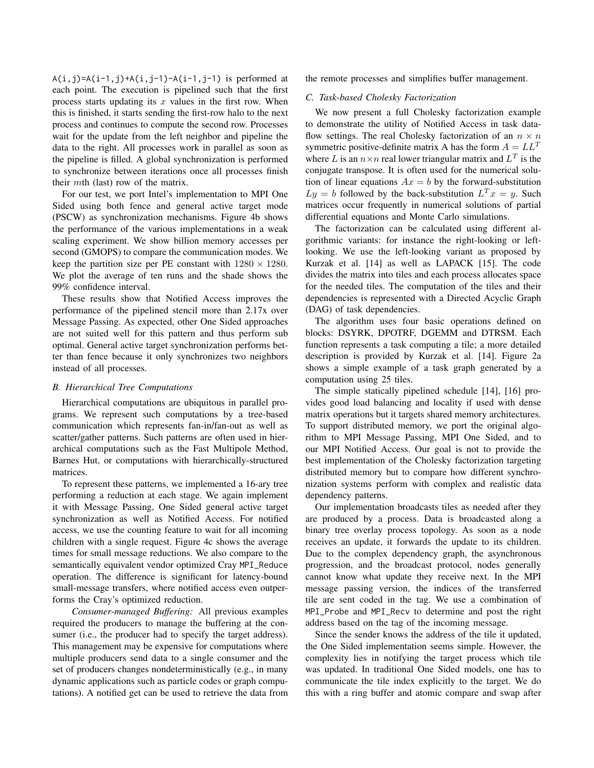`A(i,j)=A(i-1,j)+A(i,j-1)-A(i-1,j-1)` is performed at each point. The execution is pipelined such that the first process starts updating its $x$ values in the first row. When this is finished, it starts sending the first-row halo to the next process and continues to compute the second row. Processes wait for the update from the left neighbor and pipeline the data to the right. All processes work in parallel as soon as the pipeline is filled. A global synchronization is performed to synchronize between iterations once all processes finish their $m$th (last) row of the matrix.

For our test, we port Intel's implementation to MPI One Sided using both fence and general active target mode (PSCW) as synchronization mechanisms. Figure 4b shows the performance of the various implementations in a weak scaling experiment. We show billion memory accesses per second (GMOPS) to compare the communication modes. We keep the partition size per PE constant with $1280 \times 1280$. We plot the average of ten runs and the shade shows the 99% confidence interval.

These results show that Notified Access improves the performance of the pipelined stencil more than 2.17x over Message Passing. As expected, other One Sided approaches are not suited well for this pattern and thus perform sub optimal. General active target synchronization performs better than fence because it only synchronizes two neighbors instead of all processes.

### B. Hierarchical Tree Computations

Hierarchical computations are ubiquitous in parallel programs. We represent such computations by a tree-based communication which represents fan-in/fan-out as well as scatter/gather patterns. Such patterns are often used in hierarchical computations such as the Fast Multipole Method, Barnes Hut, or computations with hierarchically-structured matrices.

To represent these patterns, we implemented a 16-ary tree performing a reduction at each stage. We again implement it with Message Passing, One Sided general active target synchronization as well as Notified Access. For notified access, we use the counting feature to wait for all incoming children with a single request. Figure 4c shows the average times for small message reductions. We also compare to the semantically equivalent vendor optimized Cray `MPI_Reduce` operation. The difference is significant for latency-bound small-message transfers, where notified access even outperforms the Cray's optimized reduction.

*Consumer-managed Buffering:* All previous examples required the producers to manage the buffering at the consumer (i.e., the producer had to specify the target address). This management may be expensive for computations where multiple producers send data to a single consumer and the set of producers changes nondeterministically (e.g., in many dynamic applications such as particle codes or graph computations). A notified get can be used to retrieve the data from the remote processes and simplifies buffer management.

### C. Task-based Cholesky Factorization

We now present a full Cholesky factorization example to demonstrate the utility of Notified Access in task dataflow settings. The real Cholesky factorization of an $n \times n$ symmetric positive-definite matrix A has the form $A = LL^T$ where $L$ is an $n \times n$ real lower triangular matrix and $L^T$ is the conjugate transpose. It is often used for the numerical solution of linear equations $Ax = b$ by the forward-substitution $Ly = b$ followed by the back-substitution $L^T x = y$. Such matrices occur frequently in numerical solutions of partial differential equations and Monte Carlo simulations.

The factorization can be calculated using different algorithmic variants: for instance the right-looking or left-looking. We use the left-looking variant as proposed by Kurzak et al. [14] as well as LAPACK [15]. The code divides the matrix into tiles and each process allocates space for the needed tiles. The computation of the tiles and their dependencies is represented with a Directed Acyclic Graph (DAG) of task dependencies.

The algorithm uses four basic operations defined on blocks: DSYRK, DPOTRF, DGEMM and DTRSM. Each function represents a task computing a tile; a more detailed description is provided by Kurzak et al. [14]. Figure 2a shows a simple example of a task graph generated by a computation using 25 tiles.

The simple statically pipelined schedule [14], [16] provides good load balancing and locality if used with dense matrix operations but it targets shared memory architectures. To support distributed memory, we port the original algorithm to MPI Message Passing, MPI One Sided, and to our MPI Notified Access. Our goal is not to provide the best implementation of the Cholesky factorization targeting distributed memory but to compare how different synchronization systems perform with complex and realistic data dependency patterns.

Our implementation broadcasts tiles as needed after they are produced by a process. Data is broadcasted along a binary tree overlay process topology. As soon as a node receives an update, it forwards the update to its children. Due to the complex dependency graph, the asynchronous progression, and the broadcast protocol, nodes generally cannot know what update they receive next. In the MPI message passing version, the indices of the transferred tile are sent coded in the tag. We use a combination of `MPI_Probe` and `MPI_Recv` to determine and post the right address based on the tag of the incoming message.

Since the sender knows the address of the tile it updated, the One Sided implementation seems simple. However, the complexity lies in notifying the target process which tile was updated. In traditional One Sided models, one has to communicate the tile index explicitly to the target. We do this with a ring buffer and atomic compare and swap after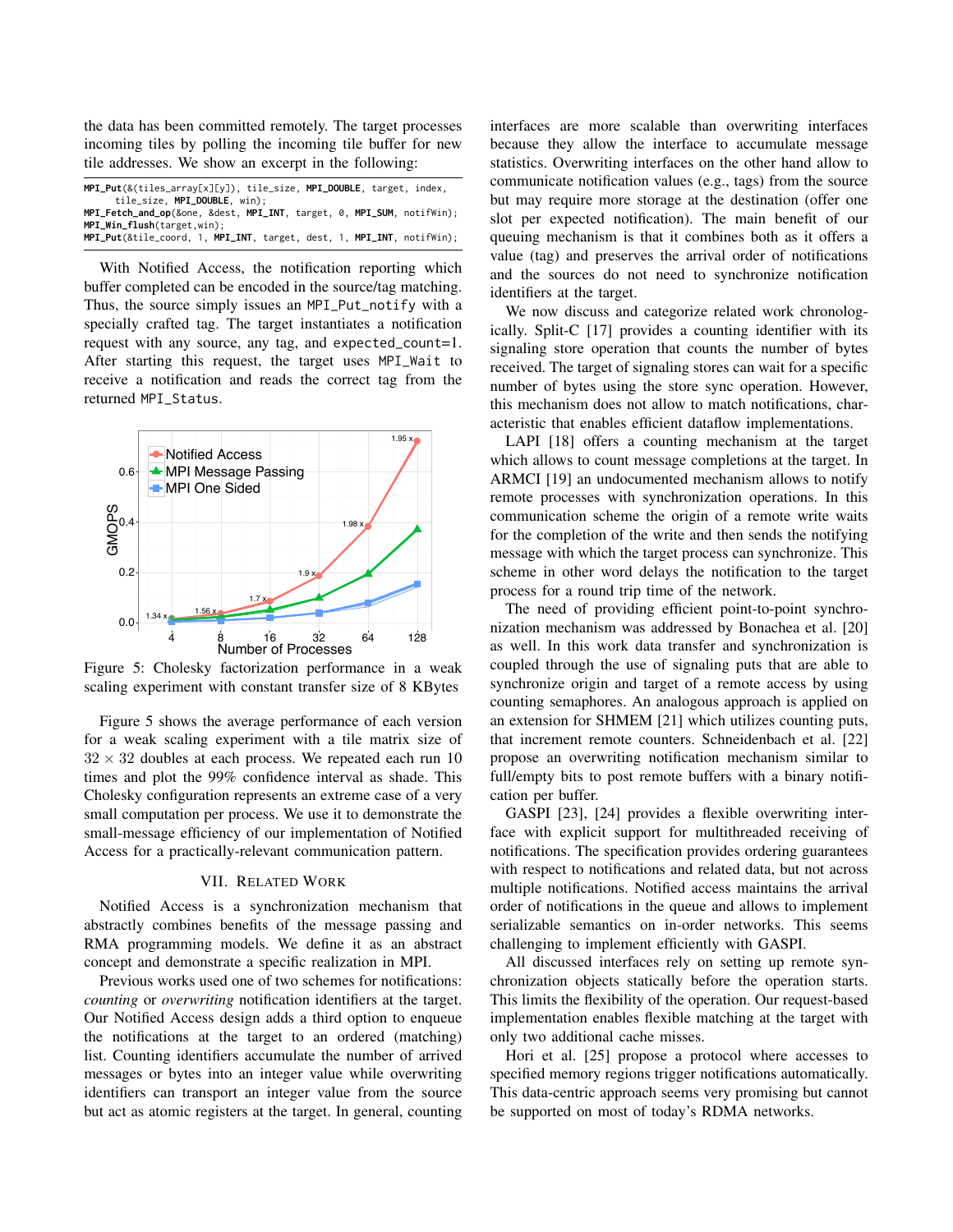the data has been committed remotely. The target processes incoming tiles by polling the incoming tile buffer for new tile addresses. We show an excerpt in the following:

```
MPI_Put(&(tiles_array[x][y]), tile_size, MPI_DOUBLE, target, index,
      tile_size, MPI_DOUBLE, win);
MPI_Fetch_and_op(&one, &dest, MPI_INT, target, 0, MPI_SUM, notifWin);
MPI_Win_flush(target,win);
MPI_Put(&tile_coord, 1, MPI_INT, target, dest, 1, MPI_INT, notifWin);
```

With Notified Access, the notification reporting which buffer completed can be encoded in the source/tag matching. Thus, the source simply issues an `MPI_Put_notify` with a specially crafted tag. The target instantiates a notification request with any source, any tag, and `expected_count=1`. After starting this request, the target uses `MPI_Wait` to receive a notification and reads the correct tag from the returned `MPI_Status`.

Figure 5: Cholesky factorization performance in a weak scaling experiment with constant transfer size of 8 KBytes

Figure 5 shows the average performance of each version for a weak scaling experiment with a tile matrix size of $32 \times 32$ doubles at each process. We repeated each run 10 times and plot the 99% confidence interval as shade. This Cholesky configuration represents an extreme case of a very small computation per process. We use it to demonstrate the small-message efficiency of our implementation of Notified Access for a practically-relevant communication pattern.

## VII. Related Work

Notified Access is a synchronization mechanism that abstractly combines benefits of the message passing and RMA programming models. We define it as an abstract concept and demonstrate a specific realization in MPI.

Previous works used one of two schemes for notifications: *counting* or *overwriting* notification identifiers at the target. Our Notified Access design adds a third option to enqueue the notifications at the target to an ordered (matching) list. Counting identifiers accumulate the number of arrived messages or bytes into an integer value while overwriting identifiers can transport an integer value from the source but act as atomic registers at the target. In general, counting interfaces are more scalable than overwriting interfaces because they allow the interface to accumulate message statistics. Overwriting interfaces on the other hand allow to communicate notification values (e.g., tags) from the source but may require more storage at the destination (offer one slot per expected notification). The main benefit of our queuing mechanism is that it combines both as it offers a value (tag) and preserves the arrival order of notifications and the sources do not need to synchronize notification identifiers at the target.

We now discuss and categorize related work chronologically. Split-C [17] provides a counting identifier with its signaling store operation that counts the number of bytes received. The target of signaling stores can wait for a specific number of bytes using the store sync operation. However, this mechanism does not allow to match notifications, characteristic that enables efficient dataflow implementations.

LAPI [18] offers a counting mechanism at the target which allows to count message completions at the target. In ARMCI [19] an undocumented mechanism allows to notify remote processes with synchronization operations. In this communication scheme the origin of a remote write waits for the completion of the write and then sends the notifying message with which the target process can synchronize. This scheme in other word delays the notification to the target process for a round trip time of the network.

The need of providing efficient point-to-point synchronization mechanism was addressed by Bonachea et al. [20] as well. In this work data transfer and synchronization is coupled through the use of signaling puts that are able to synchronize origin and target of a remote access by using counting semaphores. An analogous approach is applied on an extension for SHMEM [21] which utilizes counting puts, that increment remote counters. Schneidenbach et al. [22] propose an overwriting notification mechanism similar to full/empty bits to post remote buffers with a binary notification per buffer.

GASPI [23], [24] provides a flexible overwriting interface with explicit support for multithreaded receiving of notifications. The specification provides ordering guarantees with respect to notifications and related data, but not across multiple notifications. Notified access maintains the arrival order of notifications in the queue and allows to implement serializable semantics on in-order networks. This seems challenging to implement efficiently with GASPI.

All discussed interfaces rely on setting up remote synchronization objects statically before the operation starts. This limits the flexibility of the operation. Our request-based implementation enables flexible matching at the target with only two additional cache misses.

Hori et al. [25] propose a protocol where accesses to specified memory regions trigger notifications automatically. This data-centric approach seems very promising but cannot be supported on most of today's RDMA networks.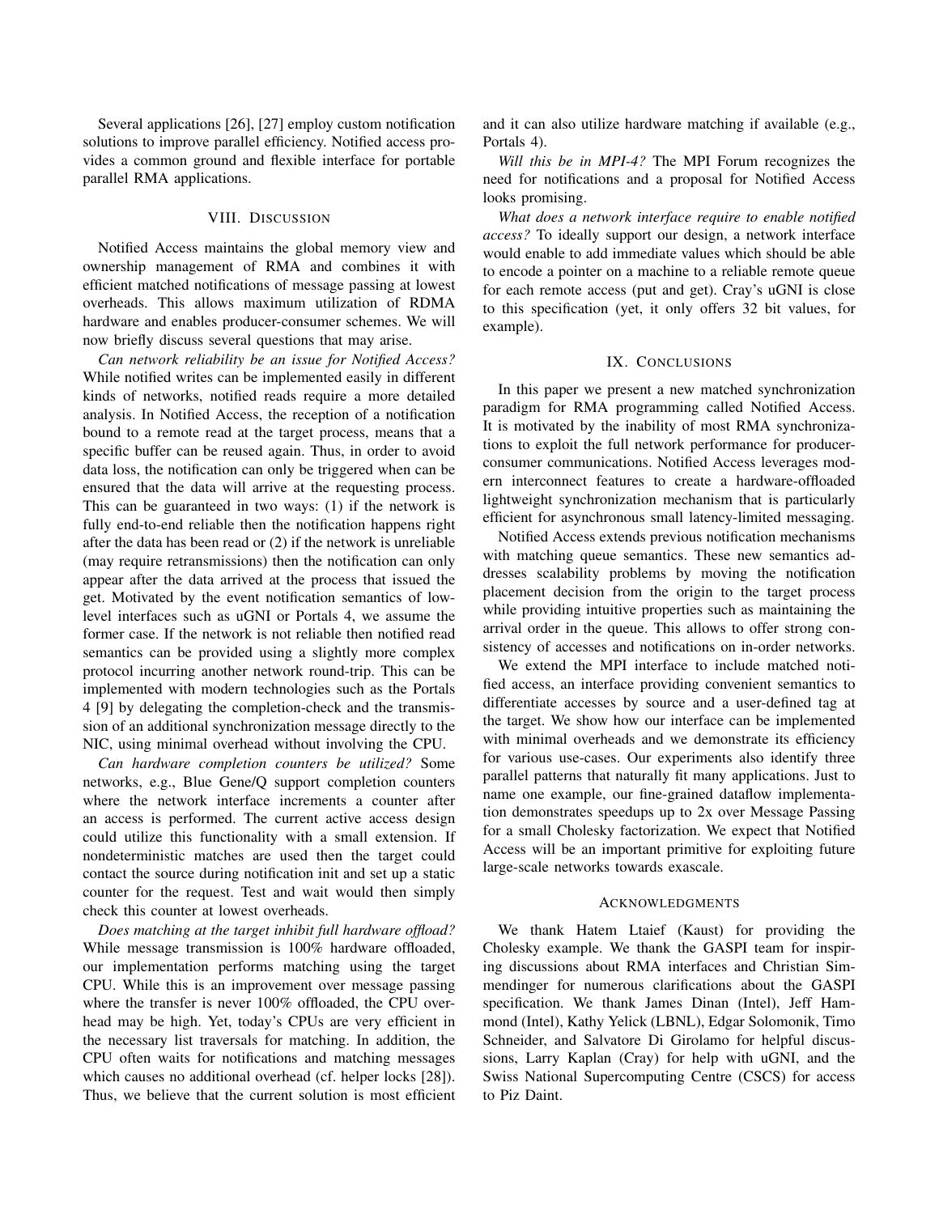Several applications [26], [27] employ custom notification solutions to improve parallel efficiency. Notified access provides a common ground and flexible interface for portable parallel RMA applications.

## VIII. Discussion

Notified Access maintains the global memory view and ownership management of RMA and combines it with efficient matched notifications of message passing at lowest overheads. This allows maximum utilization of RDMA hardware and enables producer-consumer schemes. We will now briefly discuss several questions that may arise.

*Can network reliability be an issue for Notified Access?* While notified writes can be implemented easily in different kinds of networks, notified reads require a more detailed analysis. In Notified Access, the reception of a notification bound to a remote read at the target process, means that a specific buffer can be reused again. Thus, in order to avoid data loss, the notification can only be triggered when can be ensured that the data will arrive at the requesting process. This can be guaranteed in two ways: (1) if the network is fully end-to-end reliable then the notification happens right after the data has been read or (2) if the network is unreliable (may require retransmissions) then the notification can only appear after the data arrived at the process that issued the get. Motivated by the event notification semantics of low-level interfaces such as uGNI or Portals 4, we assume the former case. If the network is not reliable then notified read semantics can be provided using a slightly more complex protocol incurring another network round-trip. This can be implemented with modern technologies such as the Portals 4 [9] by delegating the completion-check and the transmission of an additional synchronization message directly to the NIC, using minimal overhead without involving the CPU.

*Can hardware completion counters be utilized?* Some networks, e.g., Blue Gene/Q support completion counters where the network interface increments a counter after an access is performed. The current active access design could utilize this functionality with a small extension. If nondeterministic matches are used then the target could contact the source during notification init and set up a static counter for the request. Test and wait would then simply check this counter at lowest overheads.

*Does matching at the target inhibit full hardware offload?* While message transmission is 100% hardware offloaded, our implementation performs matching using the target CPU. While this is an improvement over message passing where the transfer is never 100% offloaded, the CPU overhead may be high. Yet, today's CPUs are very efficient in the necessary list traversals for matching. In addition, the CPU often waits for notifications and matching messages which causes no additional overhead (cf. helper locks [28]). Thus, we believe that the current solution is most efficient and it can also utilize hardware matching if available (e.g., Portals 4).

*Will this be in MPI-4?* The MPI Forum recognizes the need for notifications and a proposal for Notified Access looks promising.

*What does a network interface require to enable notified access?* To ideally support our design, a network interface would enable to add immediate values which should be able to encode a pointer on a machine to a reliable remote queue for each remote access (put and get). Cray's uGNI is close to this specification (yet, it only offers 32 bit values, for example).

## IX. Conclusions

In this paper we present a new matched synchronization paradigm for RMA programming called Notified Access. It is motivated by the inability of most RMA synchronizations to exploit the full network performance for producer-consumer communications. Notified Access leverages modern interconnect features to create a hardware-offloaded lightweight synchronization mechanism that is particularly efficient for asynchronous small latency-limited messaging.

Notified Access extends previous notification mechanisms with matching queue semantics. These new semantics addresses scalability problems by moving the notification placement decision from the origin to the target process while providing intuitive properties such as maintaining the arrival order in the queue. This allows to offer strong consistency of accesses and notifications on in-order networks.

We extend the MPI interface to include matched notified access, an interface providing convenient semantics to differentiate accesses by source and a user-defined tag at the target. We show how our interface can be implemented with minimal overheads and we demonstrate its efficiency for various use-cases. Our experiments also identify three parallel patterns that naturally fit many applications. Just to name one example, our fine-grained dataflow implementation demonstrates speedups up to 2x over Message Passing for a small Cholesky factorization. We expect that Notified Access will be an important primitive for exploiting future large-scale networks towards exascale.

## Acknowledgments

We thank Hatem Ltaief (Kaust) for providing the Cholesky example. We thank the GASPI team for inspiring discussions about RMA interfaces and Christian Simmendinger for numerous clarifications about the GASPI specification. We thank James Dinan (Intel), Jeff Hammond (Intel), Kathy Yelick (LBNL), Edgar Solomonik, Timo Schneider, and Salvatore Di Girolamo for helpful discussions, Larry Kaplan (Cray) for help with uGNI, and the Swiss National Supercomputing Centre (CSCS) for access to Piz Daint.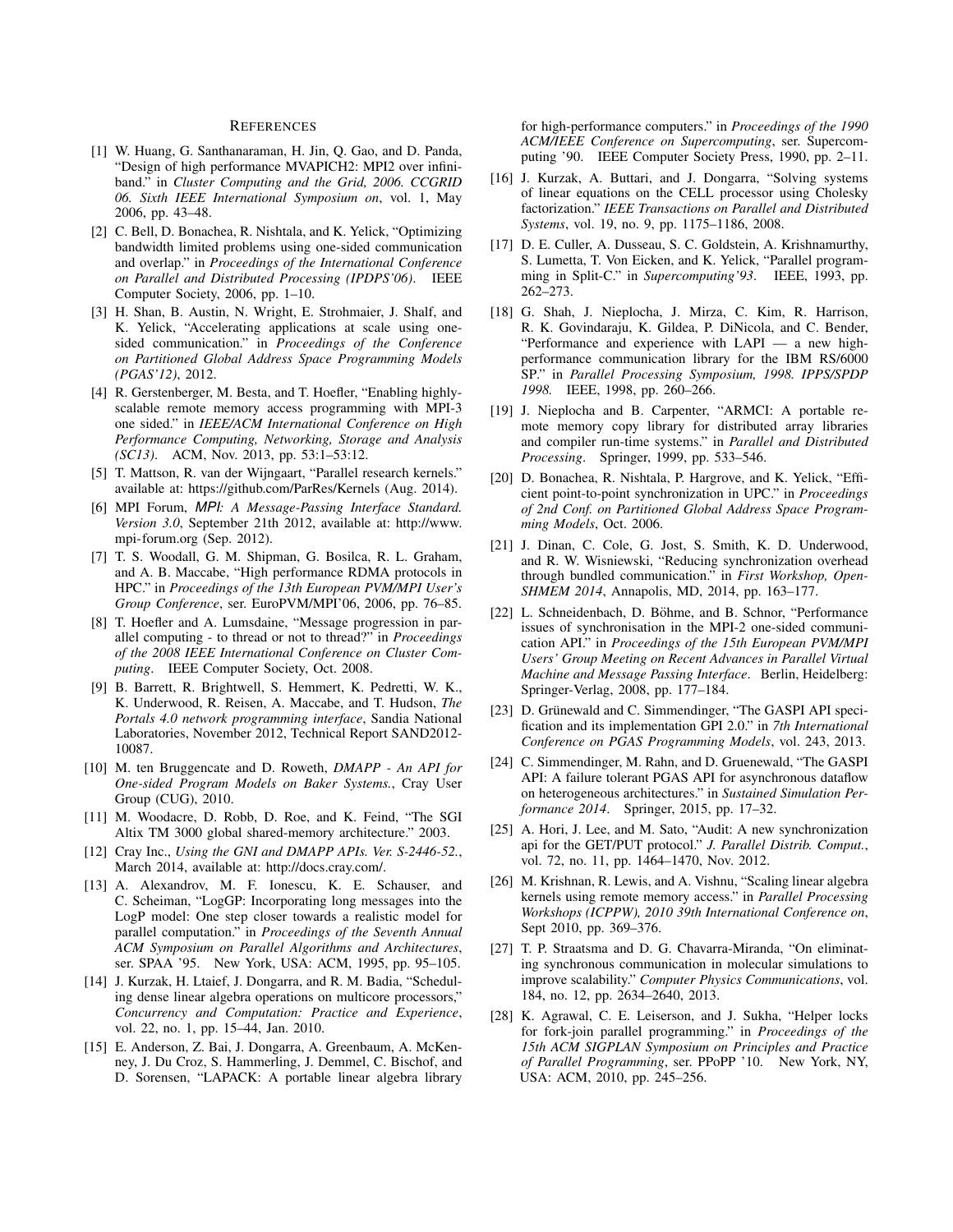## REFERENCES

[1] W. Huang, G. Santhanaraman, H. Jin, Q. Gao, and D. Panda, "Design of high performance MVAPICH2: MPI2 over infiniband." in *Cluster Computing and the Grid, 2006. CCGRID 06. Sixth IEEE International Symposium on*, vol. 1, May 2006, pp. 43–48.

[2] C. Bell, D. Bonachea, R. Nishtala, and K. Yelick, "Optimizing bandwidth limited problems using one-sided communication and overlap." in *Proceedings of the International Conference on Parallel and Distributed Processing (IPDPS'06)*. IEEE Computer Society, 2006, pp. 1–10.

[3] H. Shan, B. Austin, N. Wright, E. Strohmaier, J. Shalf, and K. Yelick, "Accelerating applications at scale using one-sided communication." in *Proceedings of the Conference on Partitioned Global Address Space Programming Models (PGAS'12)*, 2012.

[4] R. Gerstenberger, M. Besta, and T. Hoefler, "Enabling highly-scalable remote memory access programming with MPI-3 one sided." in *IEEE/ACM International Conference on High Performance Computing, Networking, Storage and Analysis (SC13)*. ACM, Nov. 2013, pp. 53:1–53:12.

[5] T. Mattson, R. van der Wijngaart, "Parallel research kernels." available at: https://github.com/ParRes/Kernels (Aug. 2014).

[6] MPI Forum, *MPI: A Message-Passing Interface Standard. Version 3.0*, September 21th 2012, available at: http://www.mpi-forum.org (Sep. 2012).

[7] T. S. Woodall, G. M. Shipman, G. Bosilca, R. L. Graham, and A. B. Maccabe, "High performance RDMA protocols in HPC." in *Proceedings of the 13th European PVM/MPI User's Group Conference*, ser. EuroPVM/MPI'06, 2006, pp. 76–85.

[8] T. Hoefler and A. Lumsdaine, "Message progression in parallel computing - to thread or not to thread?" in *Proceedings of the 2008 IEEE International Conference on Cluster Computing*. IEEE Computer Society, Oct. 2008.

[9] B. Barrett, R. Brightwell, S. Hemmert, K. Pedretti, W. K., K. Underwood, R. Reisen, A. Maccabe, and T. Hudson, *The Portals 4.0 network programming interface*, Sandia National Laboratories, November 2012, Technical Report SAND2012-10087.

[10] M. ten Bruggencate and D. Roweth, *DMAPP - An API for One-sided Program Models on Baker Systems.*, Cray User Group (CUG), 2010.

[11] M. Woodacre, D. Robb, D. Roe, and K. Feind, "The SGI Altix TM 3000 global shared-memory architecture." 2003.

[12] Cray Inc., *Using the GNI and DMAPP APIs. Ver. S-2446-52.*, March 2014, available at: http://docs.cray.com/.

[13] A. Alexandrov, M. F. Ionescu, K. E. Schauser, and C. Scheiman, "LogGP: Incorporating long messages into the LogP model: One step closer towards a realistic model for parallel computation." in *Proceedings of the Seventh Annual ACM Symposium on Parallel Algorithms and Architectures*, ser. SPAA '95. New York, USA: ACM, 1995, pp. 95–105.

[14] J. Kurzak, H. Ltaief, J. Dongarra, and R. M. Badia, "Scheduling dense linear algebra operations on multicore processors," *Concurrency and Computation: Practice and Experience*, vol. 22, no. 1, pp. 15–44, Jan. 2010.

[15] E. Anderson, Z. Bai, J. Dongarra, A. Greenbaum, A. McKenney, J. Du Croz, S. Hammerling, J. Demmel, C. Bischof, and D. Sorensen, "LAPACK: A portable linear algebra library for high-performance computers." in *Proceedings of the 1990 ACM/IEEE Conference on Supercomputing*, ser. Supercomputing '90. IEEE Computer Society Press, 1990, pp. 2–11.

[16] J. Kurzak, A. Buttari, and J. Dongarra, "Solving systems of linear equations on the CELL processor using Cholesky factorization." *IEEE Transactions on Parallel and Distributed Systems*, vol. 19, no. 9, pp. 1175–1186, 2008.

[17] D. E. Culler, A. Dusseau, S. C. Goldstein, A. Krishnamurthy, S. Lumetta, T. Von Eicken, and K. Yelick, "Parallel programming in Split-C." in *Supercomputing'93*. IEEE, 1993, pp. 262–273.

[18] G. Shah, J. Nieplocha, J. Mirza, C. Kim, R. Harrison, R. K. Govindaraju, K. Gildea, P. DiNicola, and C. Bender, "Performance and experience with LAPI — a new high-performance communication library for the IBM RS/6000 SP." in *Parallel Processing Symposium, 1998. IPPS/SPDP 1998.* IEEE, 1998, pp. 260–266.

[19] J. Nieplocha and B. Carpenter, "ARMCI: A portable remote memory copy library for distributed array libraries and compiler run-time systems." in *Parallel and Distributed Processing*. Springer, 1999, pp. 533–546.

[20] D. Bonachea, R. Nishtala, P. Hargrove, and K. Yelick, "Efficient point-to-point synchronization in UPC." in *Proceedings of 2nd Conf. on Partitioned Global Address Space Programming Models*, Oct. 2006.

[21] J. Dinan, C. Cole, G. Jost, S. Smith, K. D. Underwood, and R. W. Wisniewski, "Reducing synchronization overhead through bundled communication." in *First Workshop, OpenSHMEM 2014*, Annapolis, MD, 2014, pp. 163–177.

[22] L. Schneidenbach, D. Böhme, and B. Schnor, "Performance issues of synchronisation in the MPI-2 one-sided communication API." in *Proceedings of the 15th European PVM/MPI Users' Group Meeting on Recent Advances in Parallel Virtual Machine and Message Passing Interface*. Berlin, Heidelberg: Springer-Verlag, 2008, pp. 177–184.

[23] D. Grünewald and C. Simmendinger, "The GASPI API specification and its implementation GPI 2.0." in *7th International Conference on PGAS Programming Models*, vol. 243, 2013.

[24] C. Simmendinger, M. Rahn, and D. Gruenewald, "The GASPI API: A failure tolerant PGAS API for asynchronous dataflow on heterogeneous architectures." in *Sustained Simulation Performance 2014*. Springer, 2015, pp. 17–32.

[25] A. Hori, J. Lee, and M. Sato, "Audit: A new synchronization api for the GET/PUT protocol." *J. Parallel Distrib. Comput.*, vol. 72, no. 11, pp. 1464–1470, Nov. 2012.

[26] M. Krishnan, R. Lewis, and A. Vishnu, "Scaling linear algebra kernels using remote memory access." in *Parallel Processing Workshops (ICPPW), 2010 39th International Conference on*, Sept 2010, pp. 369–376.

[27] T. P. Straatsma and D. G. Chavarra-Miranda, "On eliminating synchronous communication in molecular simulations to improve scalability." *Computer Physics Communications*, vol. 184, no. 12, pp. 2634–2640, 2013.

[28] K. Agrawal, C. E. Leiserson, and J. Sukha, "Helper locks for fork-join parallel programming." in *Proceedings of the 15th ACM SIGPLAN Symposium on Principles and Practice of Parallel Programming*, ser. PPoPP '10. New York, NY, USA: ACM, 2010, pp. 245–256.